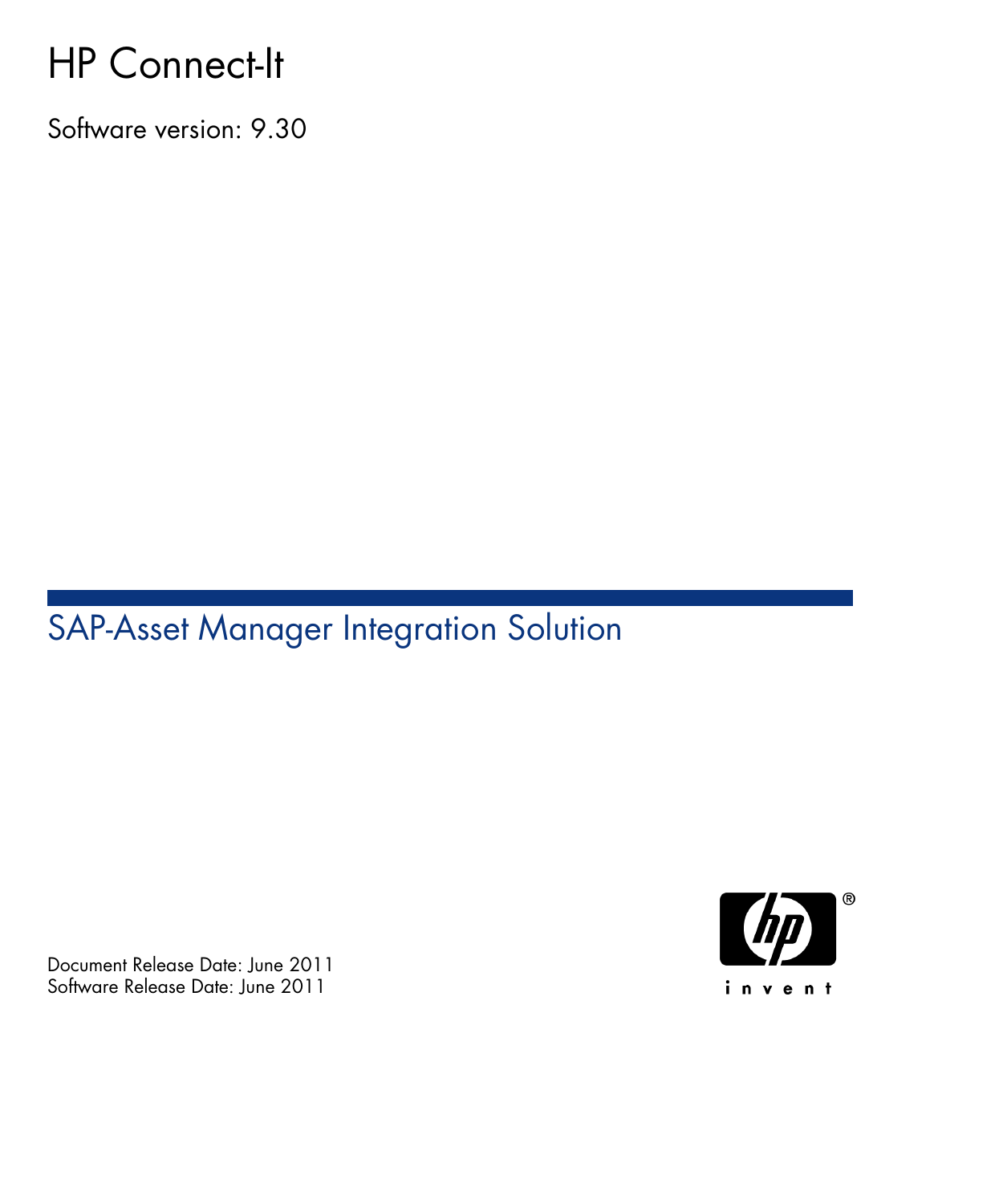# HP Connect-It

Software version: 9.30

## SAP-Asset Manager Integration Solution

Document Release Date: June 2011
Software Release Date: June 2011

invent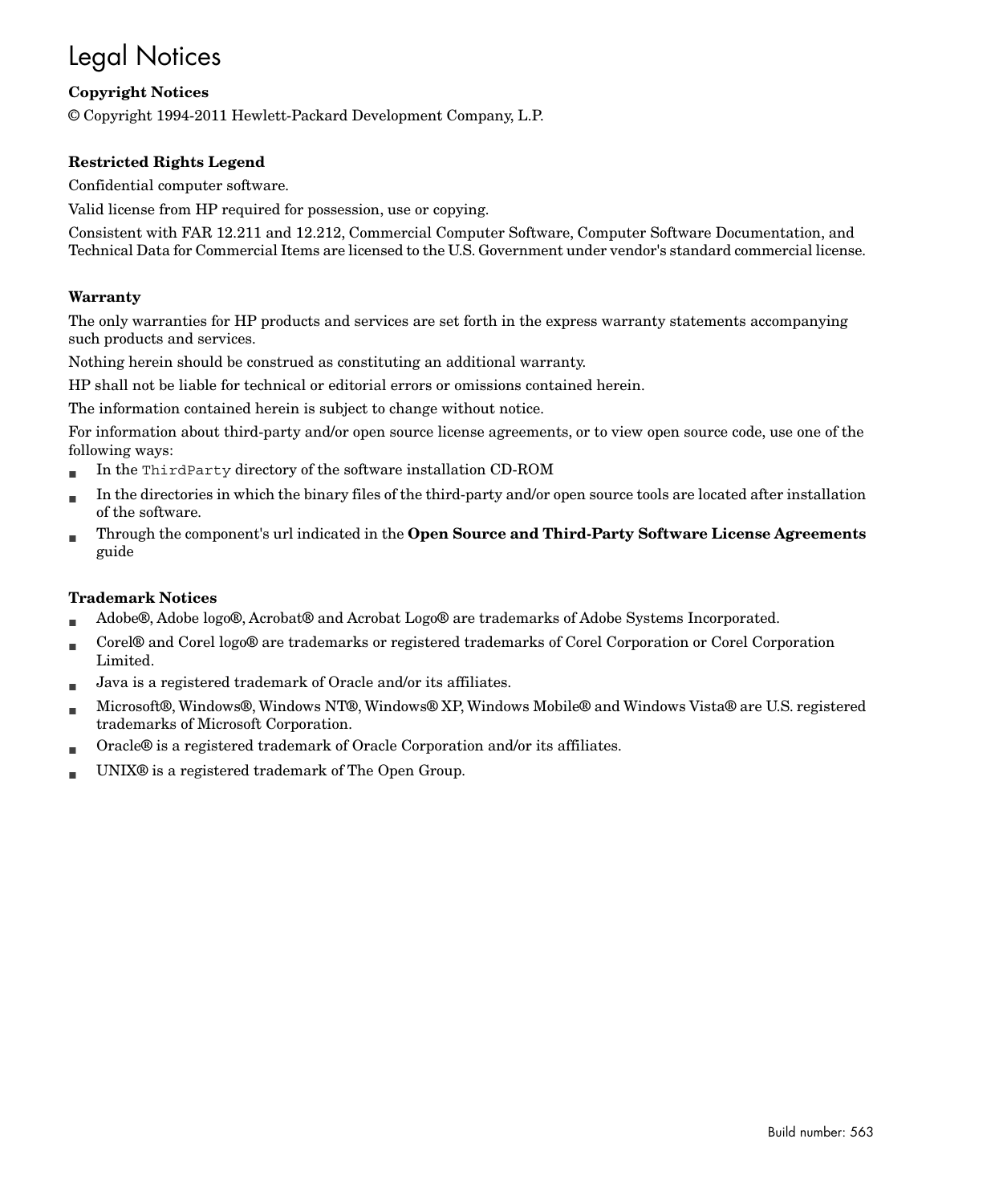# Legal Notices

**Copyright Notices**

© Copyright 1994-2011 Hewlett-Packard Development Company, L.P.

**Restricted Rights Legend**

Confidential computer software.

Valid license from HP required for possession, use or copying.

Consistent with FAR 12.211 and 12.212, Commercial Computer Software, Computer Software Documentation, and Technical Data for Commercial Items are licensed to the U.S. Government under vendor's standard commercial license.

**Warranty**

The only warranties for HP products and services are set forth in the express warranty statements accompanying such products and services.

Nothing herein should be construed as constituting an additional warranty.

HP shall not be liable for technical or editorial errors or omissions contained herein.

The information contained herein is subject to change without notice.

For information about third-party and/or open source license agreements, or to view open source code, use one of the following ways:

- In the `ThirdParty` directory of the software installation CD-ROM
- In the directories in which the binary files of the third-party and/or open source tools are located after installation of the software.
- Through the component's url indicated in the **Open Source and Third-Party Software License Agreements** guide

**Trademark Notices**

- Adobe®, Adobe logo®, Acrobat® and Acrobat Logo® are trademarks of Adobe Systems Incorporated.
- Corel® and Corel logo® are trademarks or registered trademarks of Corel Corporation or Corel Corporation Limited.
- Java is a registered trademark of Oracle and/or its affiliates.
- Microsoft®, Windows®, Windows NT®, Windows® XP, Windows Mobile® and Windows Vista® are U.S. registered trademarks of Microsoft Corporation.
- Oracle® is a registered trademark of Oracle Corporation and/or its affiliates.
- UNIX® is a registered trademark of The Open Group.

Build number: 563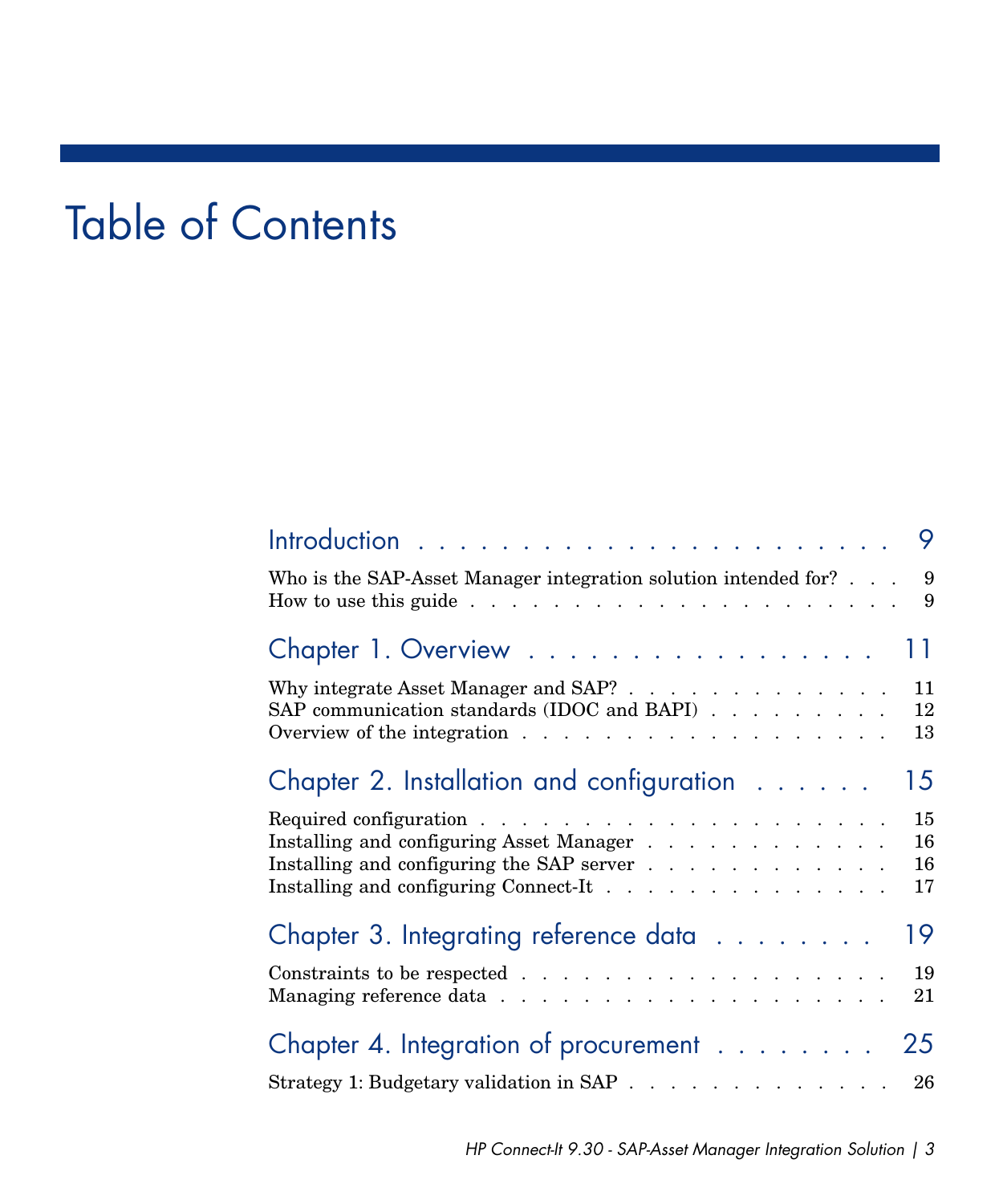# Table of Contents

Introduction . . . . . . . . . . . . . . . . . . . . . . 9

Who is the SAP-Asset Manager integration solution intended for? . . . 9
How to use this guide . . . . . . . . . . . . . . . . . . . . . . 9

Chapter 1. Overview . . . . . . . . . . . . . . . . . 11

Why integrate Asset Manager and SAP? . . . . . . . . . . . . . . 11
SAP communication standards (IDOC and BAPI) . . . . . . . . . . 12
Overview of the integration . . . . . . . . . . . . . . . . . . . 13

Chapter 2. Installation and configuration . . . . . . 15

Required configuration . . . . . . . . . . . . . . . . . . . . . 15
Installing and configuring Asset Manager . . . . . . . . . . . . . 16
Installing and configuring the SAP server . . . . . . . . . . . . 16
Installing and configuring Connect-It . . . . . . . . . . . . . . . 17

Chapter 3. Integrating reference data . . . . . . . . 19

Constraints to be respected . . . . . . . . . . . . . . . . . . . 19
Managing reference data . . . . . . . . . . . . . . . . . . . . . 21

Chapter 4. Integration of procurement . . . . . . . . 25

Strategy 1: Budgetary validation in SAP . . . . . . . . . . . . . . 26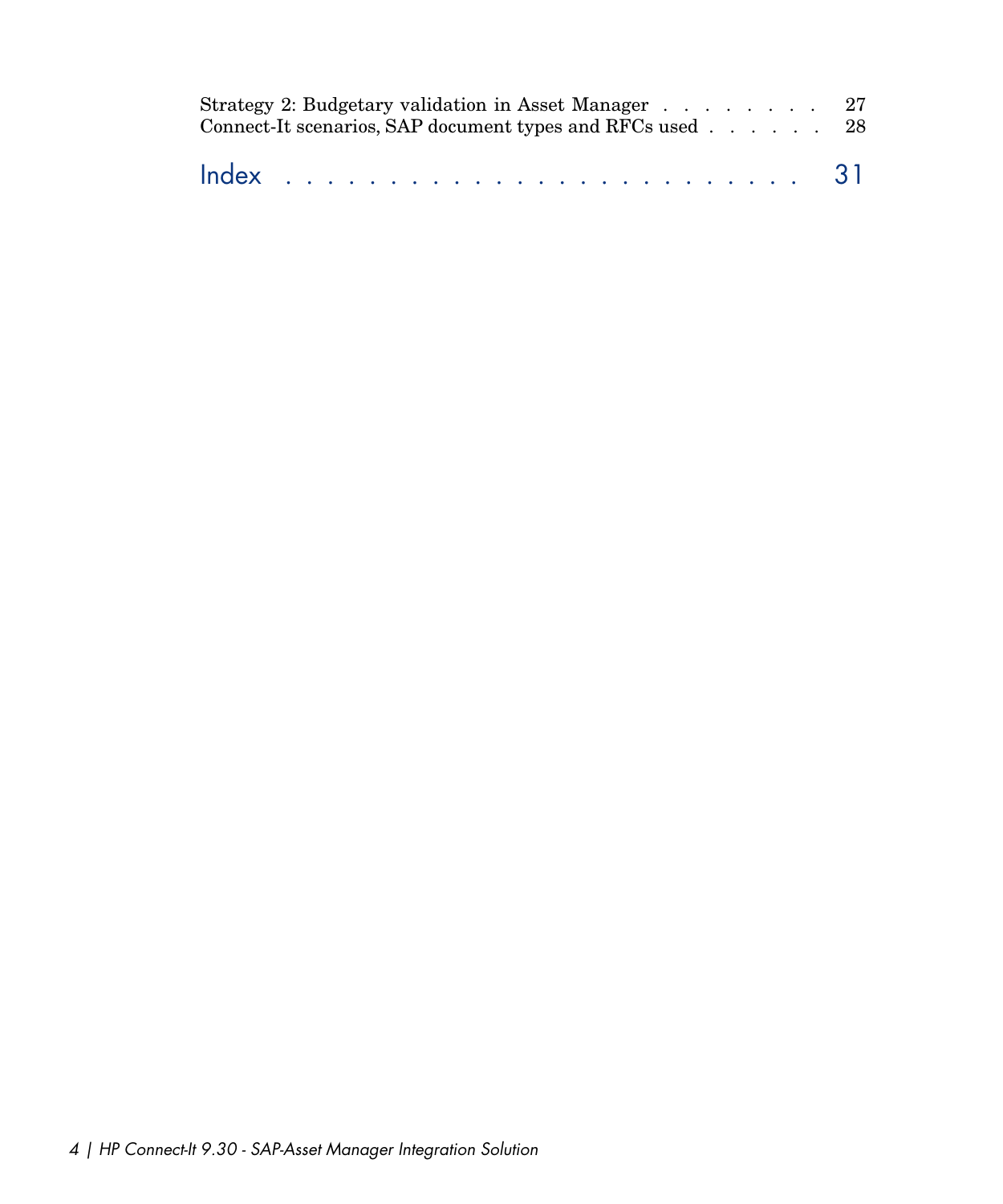Strategy 2: Budgetary validation in Asset Manager . . . . . . . . . 27
Connect-It scenarios, SAP document types and RFCs used . . . . . . 28

Index . . . . . . . . . . . . . . . . . . . . . . . . . 31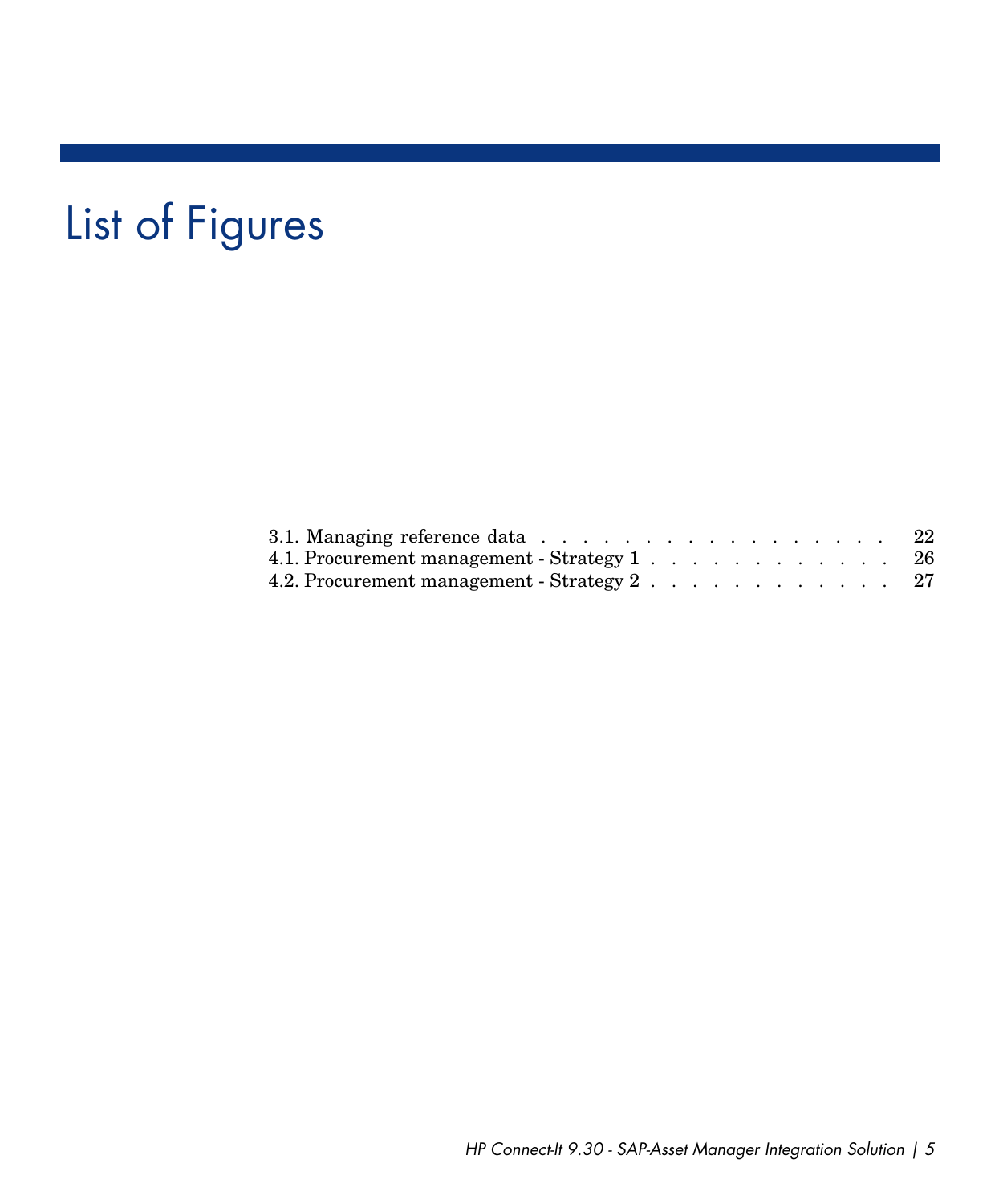# List of Figures

3.1. Managing reference data . . . . . . . . . . . . . . . . . . . 22
4.1. Procurement management - Strategy 1 . . . . . . . . . . . . . 26
4.2. Procurement management - Strategy 2 . . . . . . . . . . . . . 27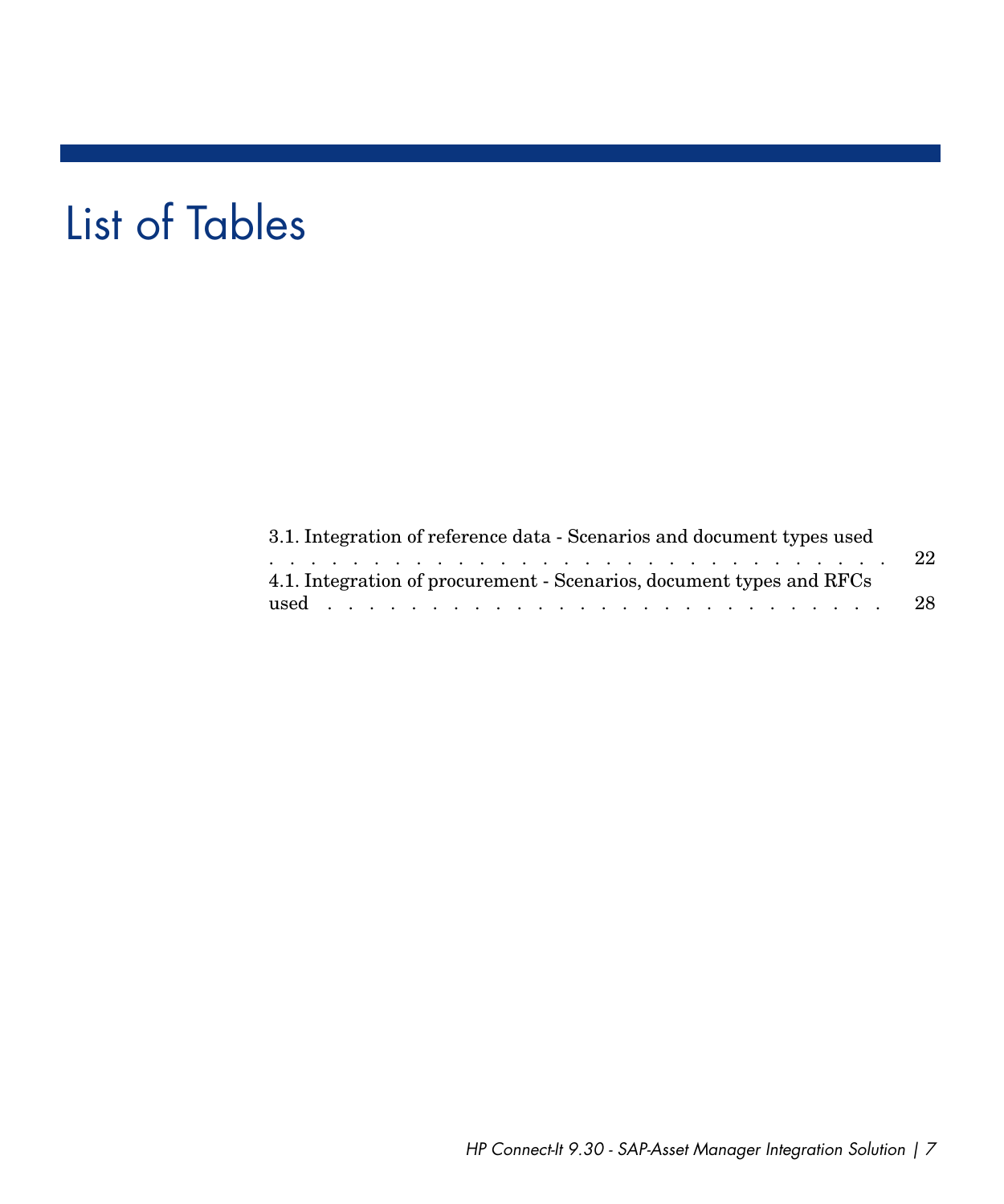# List of Tables

3.1. Integration of reference data - Scenarios and document types used . . . . . . . . . . . . . . . . . . . . . . . . . . . . . . 22
4.1. Integration of procurement - Scenarios, document types and RFCs used . . . . . . . . . . . . . . . . . . . . . . . . . . . 28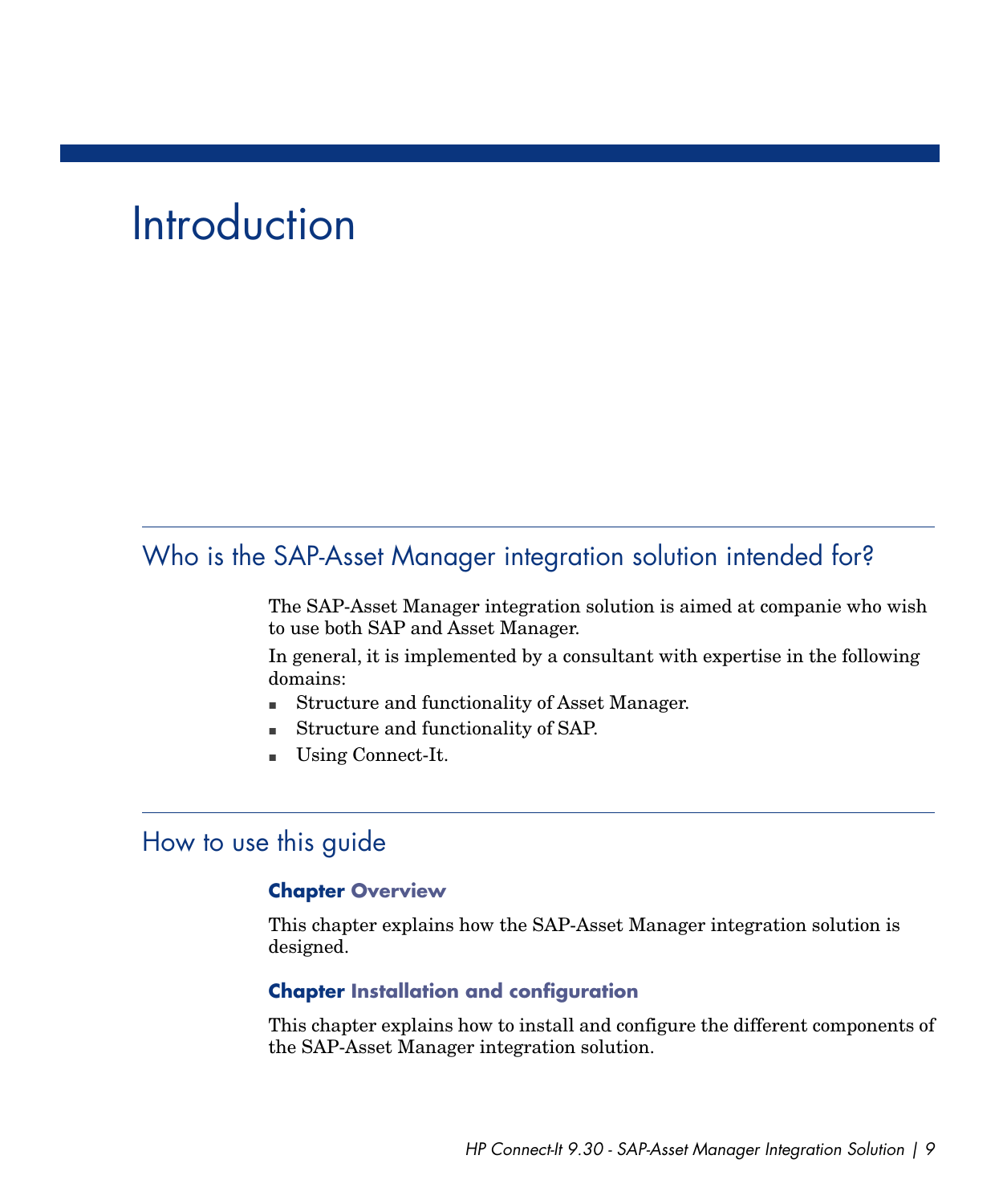# Introduction

## Who is the SAP-Asset Manager integration solution intended for?

The SAP-Asset Manager integration solution is aimed at companie who wish to use both SAP and Asset Manager.

In general, it is implemented by a consultant with expertise in the following domains:

- Structure and functionality of Asset Manager.
- Structure and functionality of SAP.
- Using Connect-It.

## How to use this guide

### Chapter Overview

This chapter explains how the SAP-Asset Manager integration solution is designed.

### Chapter Installation and configuration

This chapter explains how to install and configure the different components of the SAP-Asset Manager integration solution.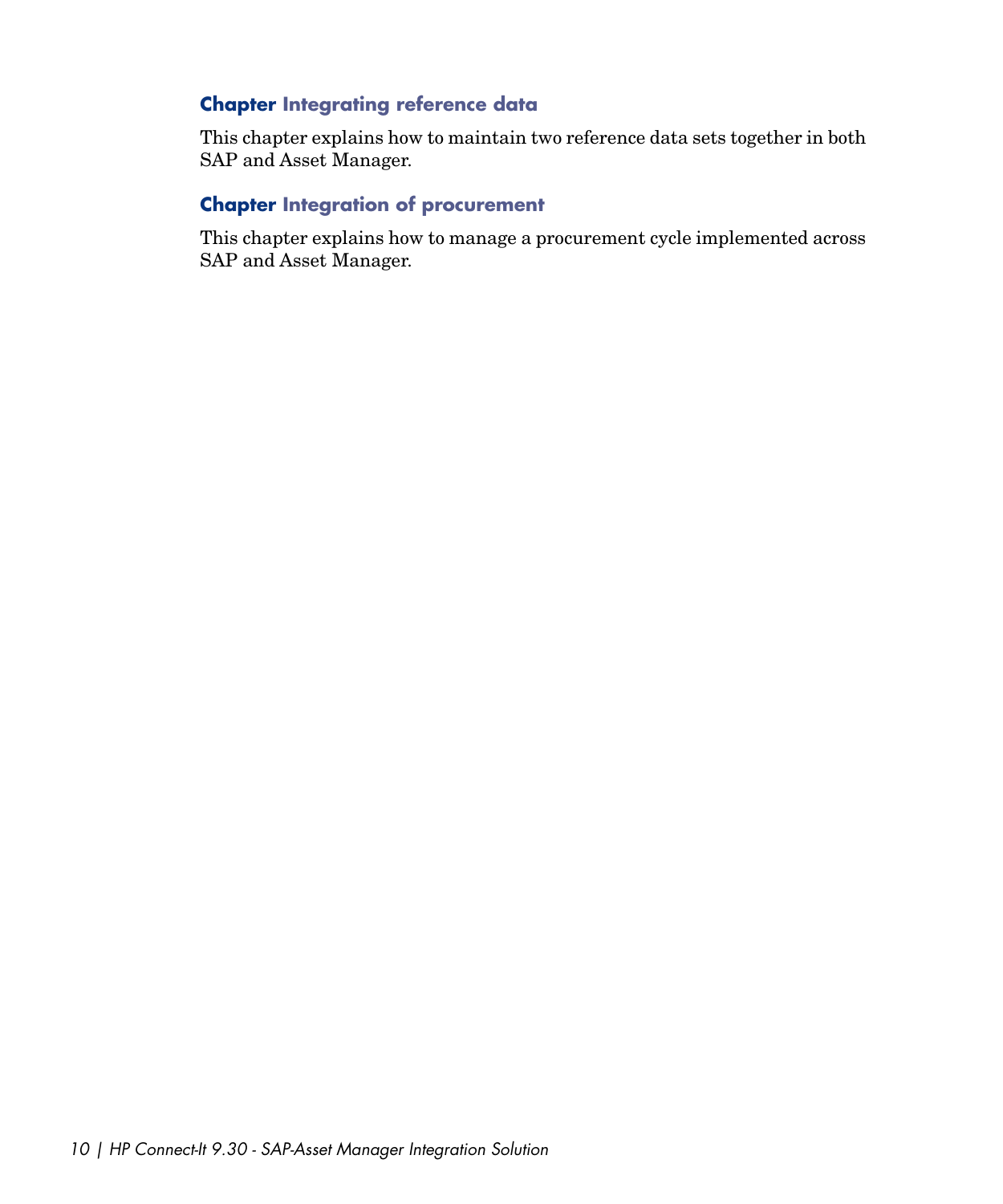**Chapter Integrating reference data**

This chapter explains how to maintain two reference data sets together in both SAP and Asset Manager.

**Chapter Integration of procurement**

This chapter explains how to manage a procurement cycle implemented across SAP and Asset Manager.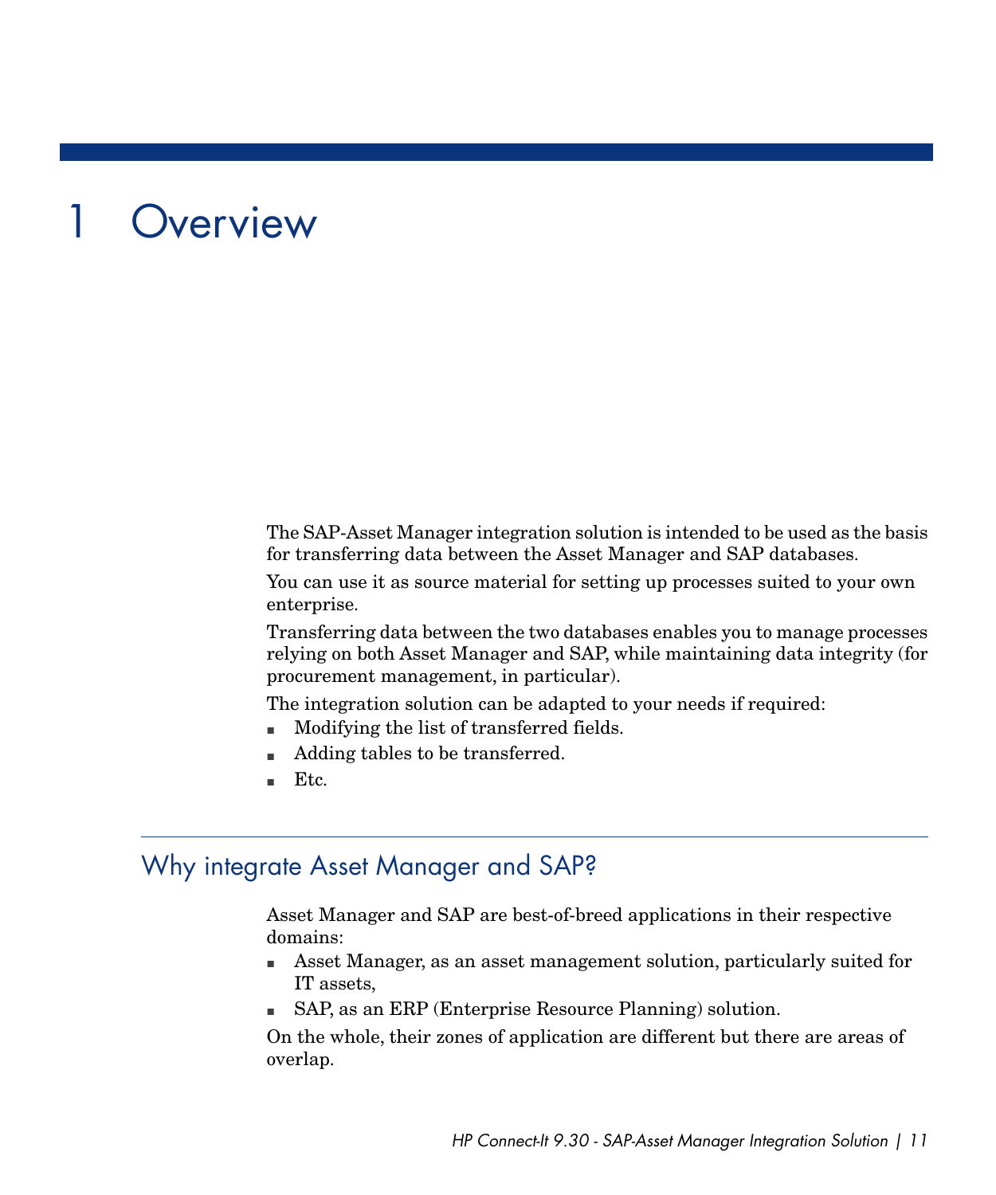# 1 Overview

The SAP-Asset Manager integration solution is intended to be used as the basis for transferring data between the Asset Manager and SAP databases.

You can use it as source material for setting up processes suited to your own enterprise.

Transferring data between the two databases enables you to manage processes relying on both Asset Manager and SAP, while maintaining data integrity (for procurement management, in particular).

The integration solution can be adapted to your needs if required:

- Modifying the list of transferred fields.
- Adding tables to be transferred.
- Etc.

## Why integrate Asset Manager and SAP?

Asset Manager and SAP are best-of-breed applications in their respective domains:

- Asset Manager, as an asset management solution, particularly suited for IT assets,
- SAP, as an ERP (Enterprise Resource Planning) solution.

On the whole, their zones of application are different but there are areas of overlap.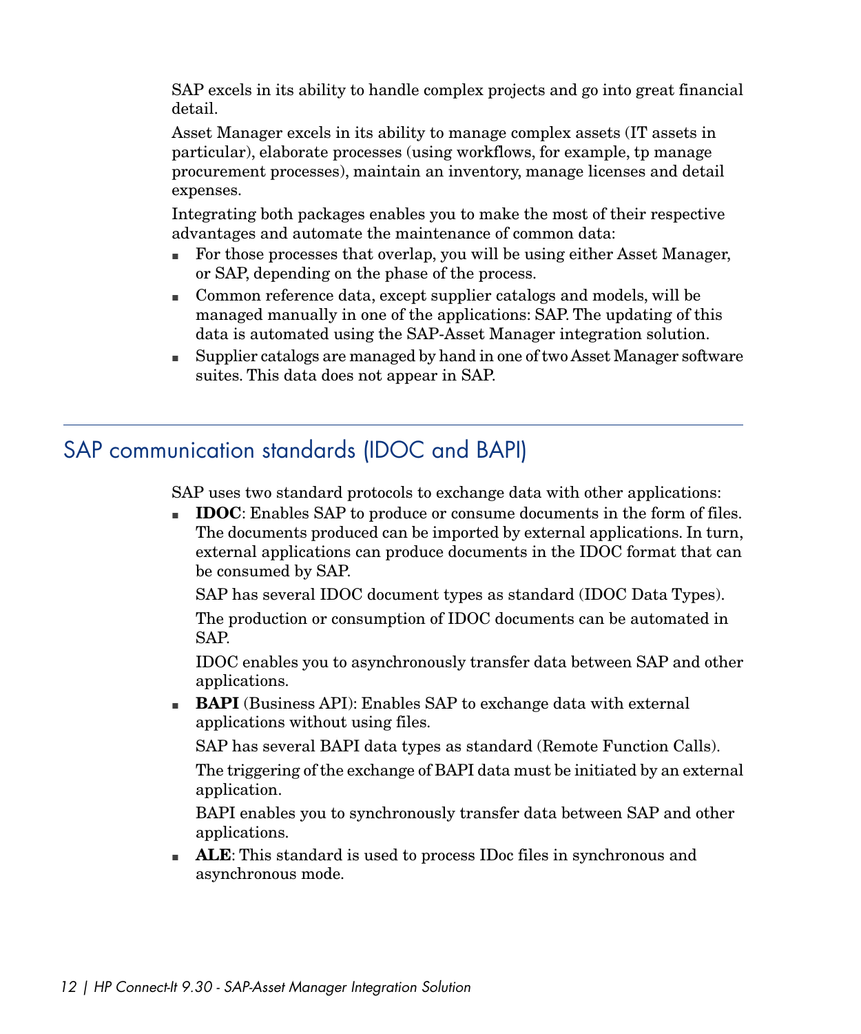SAP excels in its ability to handle complex projects and go into great financial detail.

Asset Manager excels in its ability to manage complex assets (IT assets in particular), elaborate processes (using workflows, for example, tp manage procurement processes), maintain an inventory, manage licenses and detail expenses.

Integrating both packages enables you to make the most of their respective advantages and automate the maintenance of common data:

- For those processes that overlap, you will be using either Asset Manager, or SAP, depending on the phase of the process.
- Common reference data, except supplier catalogs and models, will be managed manually in one of the applications: SAP. The updating of this data is automated using the SAP-Asset Manager integration solution.
- Supplier catalogs are managed by hand in one of two Asset Manager software suites. This data does not appear in SAP.

## SAP communication standards (IDOC and BAPI)

SAP uses two standard protocols to exchange data with other applications:

- **IDOC**: Enables SAP to produce or consume documents in the form of files. The documents produced can be imported by external applications. In turn, external applications can produce documents in the IDOC format that can be consumed by SAP.

  SAP has several IDOC document types as standard (IDOC Data Types).

  The production or consumption of IDOC documents can be automated in SAP.

  IDOC enables you to asynchronously transfer data between SAP and other applications.

- **BAPI** (Business API): Enables SAP to exchange data with external applications without using files.

  SAP has several BAPI data types as standard (Remote Function Calls).

  The triggering of the exchange of BAPI data must be initiated by an external application.

  BAPI enables you to synchronously transfer data between SAP and other applications.

- **ALE**: This standard is used to process IDoc files in synchronous and asynchronous mode.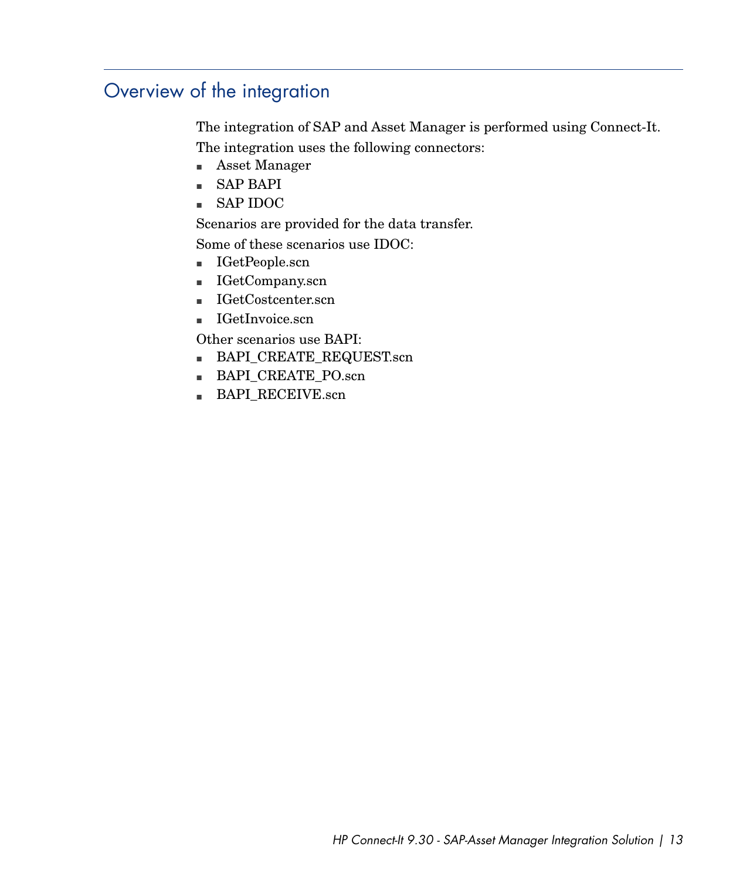## Overview of the integration

The integration of SAP and Asset Manager is performed using Connect-It.

The integration uses the following connectors:

- Asset Manager
- SAP BAPI
- SAP IDOC

Scenarios are provided for the data transfer.

Some of these scenarios use IDOC:

- IGetPeople.scn
- IGetCompany.scn
- IGetCostcenter.scn
- IGetInvoice.scn

Other scenarios use BAPI:

- BAPI_CREATE_REQUEST.scn
- BAPI_CREATE_PO.scn
- BAPI_RECEIVE.scn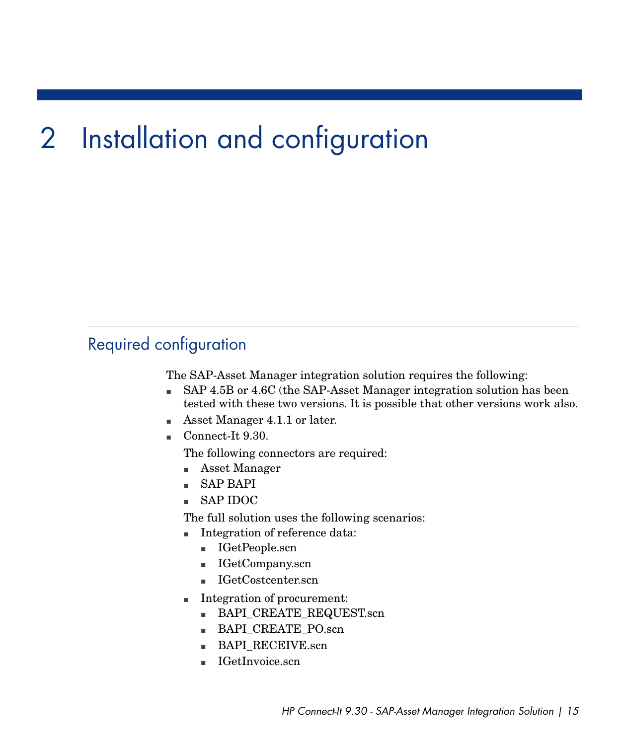# 2 Installation and configuration

## Required configuration

The SAP-Asset Manager integration solution requires the following:

- SAP 4.5B or 4.6C (the SAP-Asset Manager integration solution has been tested with these two versions. It is possible that other versions work also.
- Asset Manager 4.1.1 or later.
- Connect-It 9.30.

  The following connectors are required:

  - Asset Manager
  - SAP BAPI
  - SAP IDOC

  The full solution uses the following scenarios:

  - Integration of reference data:
    - IGetPeople.scn
    - IGetCompany.scn
    - IGetCostcenter.scn
  - Integration of procurement:
    - BAPI_CREATE_REQUEST.scn
    - BAPI_CREATE_PO.scn
    - BAPI_RECEIVE.scn
    - IGetInvoice.scn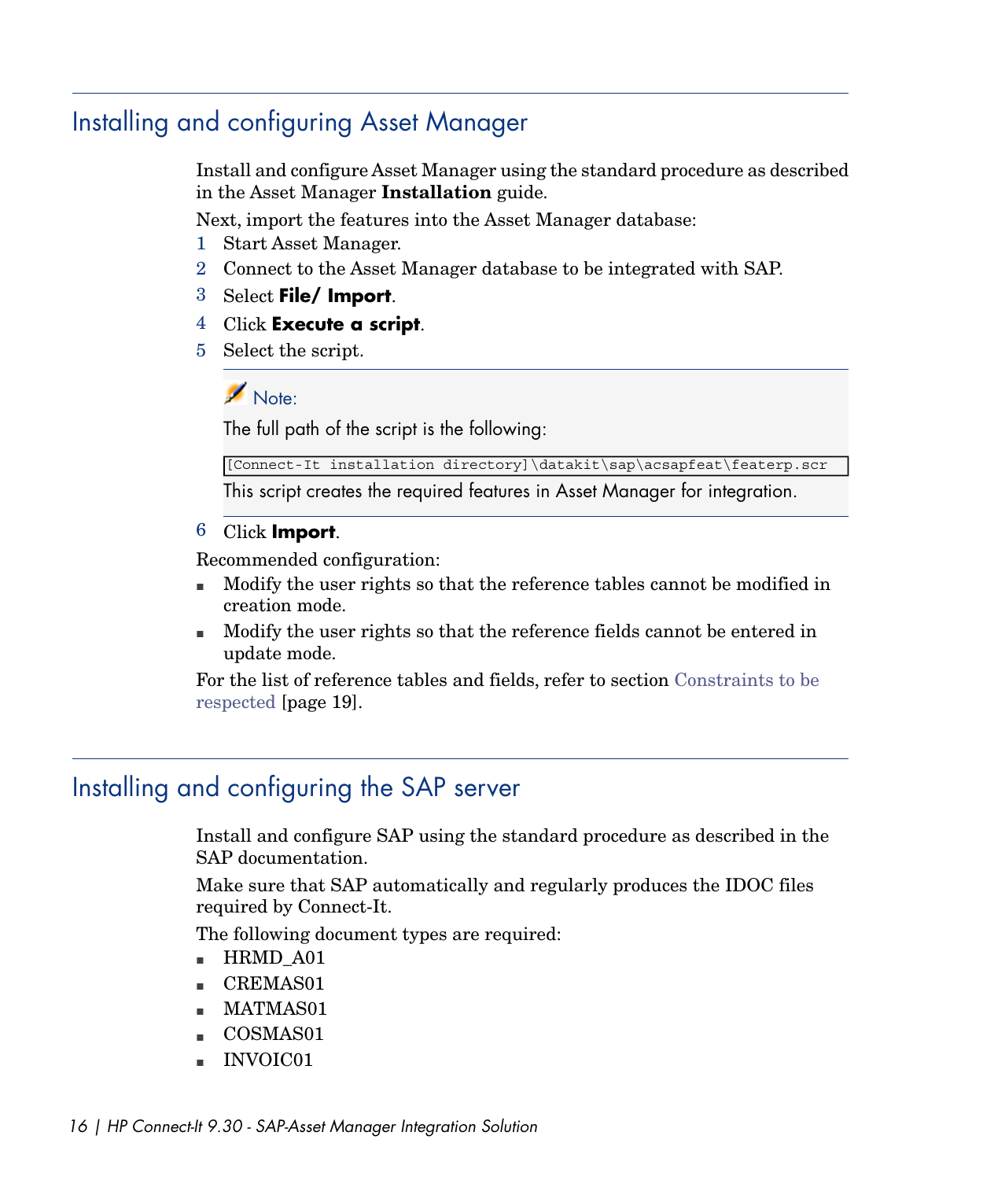## Installing and configuring Asset Manager

Install and configure Asset Manager using the standard procedure as described in the Asset Manager **Installation** guide.

Next, import the features into the Asset Manager database:

1. Start Asset Manager.
2. Connect to the Asset Manager database to be integrated with SAP.
3. Select **File/ Import**.
4. Click **Execute a script**.
5. Select the script.

   > **Note:**
   >
   > The full path of the script is the following:
   >
   > ```
   > [Connect-It installation directory]\datakit\sap\acsapfeat\featerp.scr
   > ```
   >
   > This script creates the required features in Asset Manager for integration.

6. Click **Import**.

Recommended configuration:

- Modify the user rights so that the reference tables cannot be modified in creation mode.
- Modify the user rights so that the reference fields cannot be entered in update mode.

For the list of reference tables and fields, refer to section Constraints to be respected [page 19].

## Installing and configuring the SAP server

Install and configure SAP using the standard procedure as described in the SAP documentation.

Make sure that SAP automatically and regularly produces the IDOC files required by Connect-It.

The following document types are required:

- HRMD_A01
- CREMAS01
- MATMAS01
- COSMAS01
- INVOIC01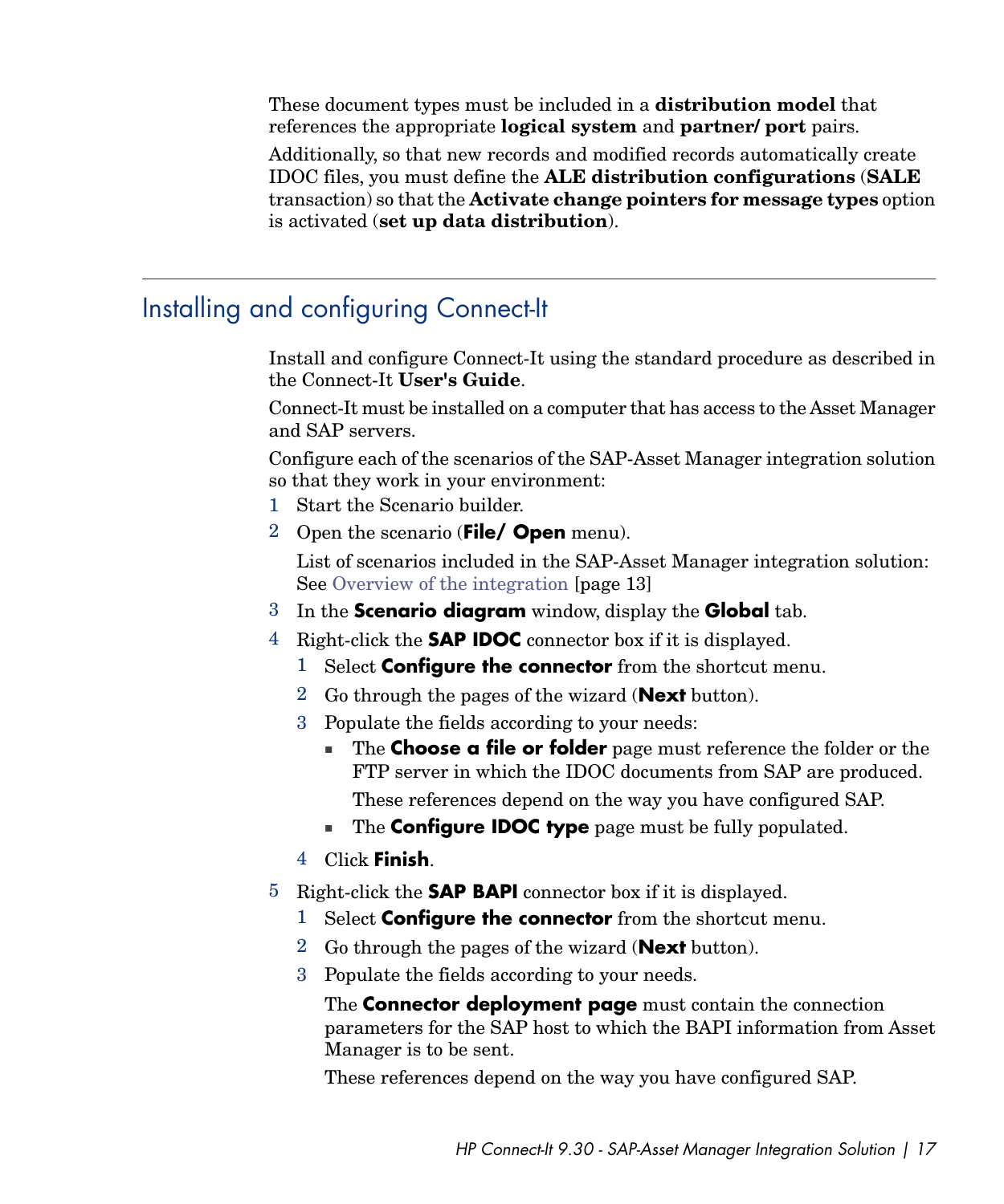These document types must be included in a **distribution model** that references the appropriate **logical system** and **partner/ port** pairs.

Additionally, so that new records and modified records automatically create IDOC files, you must define the **ALE distribution configurations** (**SALE** transaction) so that the **Activate change pointers for message types** option is activated (**set up data distribution**).

## Installing and configuring Connect-It

Install and configure Connect-It using the standard procedure as described in the Connect-It **User's Guide**.

Connect-It must be installed on a computer that has access to the Asset Manager and SAP servers.

Configure each of the scenarios of the SAP-Asset Manager integration solution so that they work in your environment:

1. Start the Scenario builder.
2. Open the scenario (**File/ Open** menu).

   List of scenarios included in the SAP-Asset Manager integration solution: See Overview of the integration [page 13]
3. In the **Scenario diagram** window, display the **Global** tab.
4. Right-click the **SAP IDOC** connector box if it is displayed.
   1. Select **Configure the connector** from the shortcut menu.
   2. Go through the pages of the wizard (**Next** button).
   3. Populate the fields according to your needs:
      - The **Choose a file or folder** page must reference the folder or the FTP server in which the IDOC documents from SAP are produced.

        These references depend on the way you have configured SAP.
      - The **Configure IDOC type** page must be fully populated.
   4. Click **Finish**.
5. Right-click the **SAP BAPI** connector box if it is displayed.
   1. Select **Configure the connector** from the shortcut menu.
   2. Go through the pages of the wizard (**Next** button).
   3. Populate the fields according to your needs.

      The **Connector deployment page** must contain the connection parameters for the SAP host to which the BAPI information from Asset Manager is to be sent.

      These references depend on the way you have configured SAP.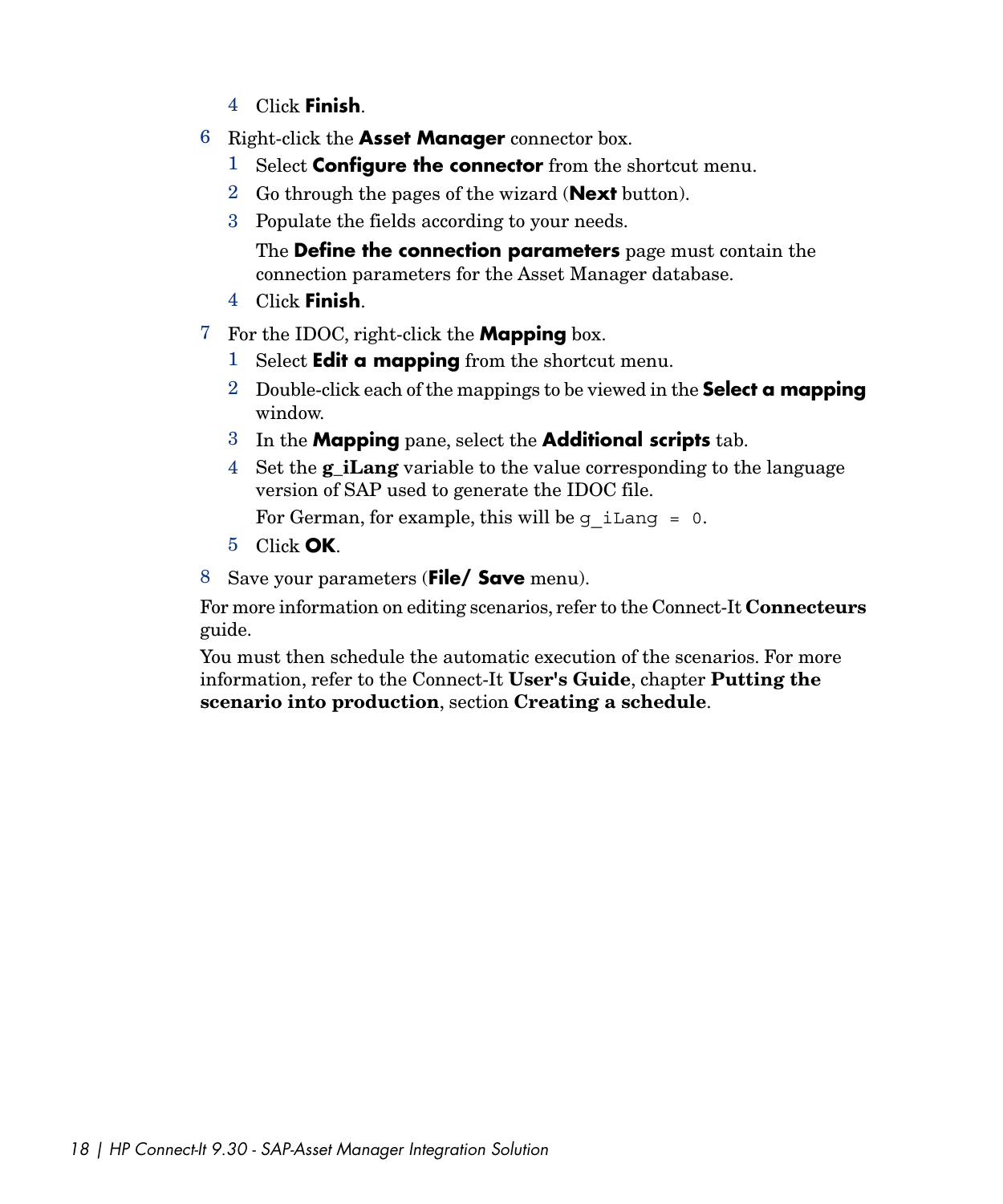4. Click **Finish**.

6. Right-click the **Asset Manager** connector box.
    1. Select **Configure the connector** from the shortcut menu.
    2. Go through the pages of the wizard (**Next** button).
    3. Populate the fields according to your needs.

       The **Define the connection parameters** page must contain the connection parameters for the Asset Manager database.
    4. Click **Finish**.
7. For the IDOC, right-click the **Mapping** box.
    1. Select **Edit a mapping** from the shortcut menu.
    2. Double-click each of the mappings to be viewed in the **Select a mapping** window.
    3. In the **Mapping** pane, select the **Additional scripts** tab.
    4. Set the **g_iLang** variable to the value corresponding to the language version of SAP used to generate the IDOC file.

       For German, for example, this will be `g_iLang = 0`.
    5. Click **OK**.
8. Save your parameters (**File/ Save** menu).

For more information on editing scenarios, refer to the Connect-It **Connecteurs** guide.

You must then schedule the automatic execution of the scenarios. For more information, refer to the Connect-It **User's Guide**, chapter **Putting the scenario into production**, section **Creating a schedule**.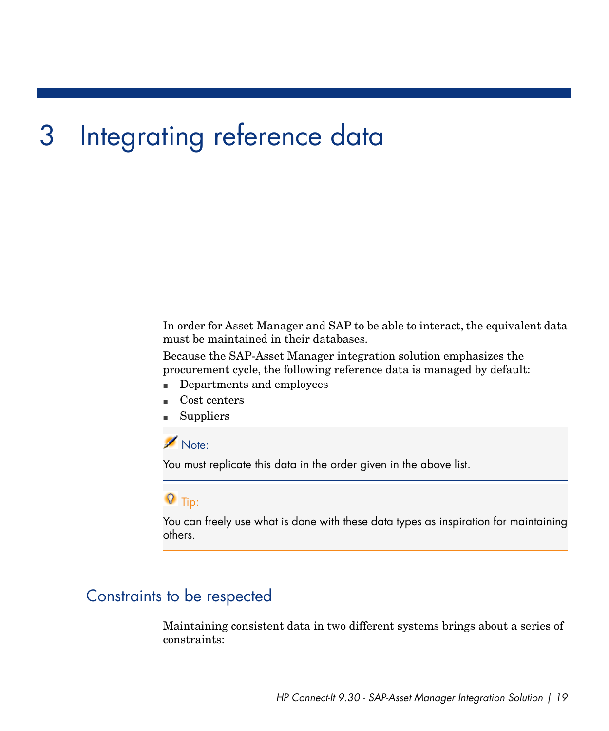# 3 Integrating reference data

In order for Asset Manager and SAP to be able to interact, the equivalent data must be maintained in their databases.

Because the SAP-Asset Manager integration solution emphasizes the procurement cycle, the following reference data is managed by default:

- Departments and employees
- Cost centers
- Suppliers

> **Note:**
>
> You must replicate this data in the order given in the above list.

> **Tip:**
>
> You can freely use what is done with these data types as inspiration for maintaining others.

## Constraints to be respected

Maintaining consistent data in two different systems brings about a series of constraints: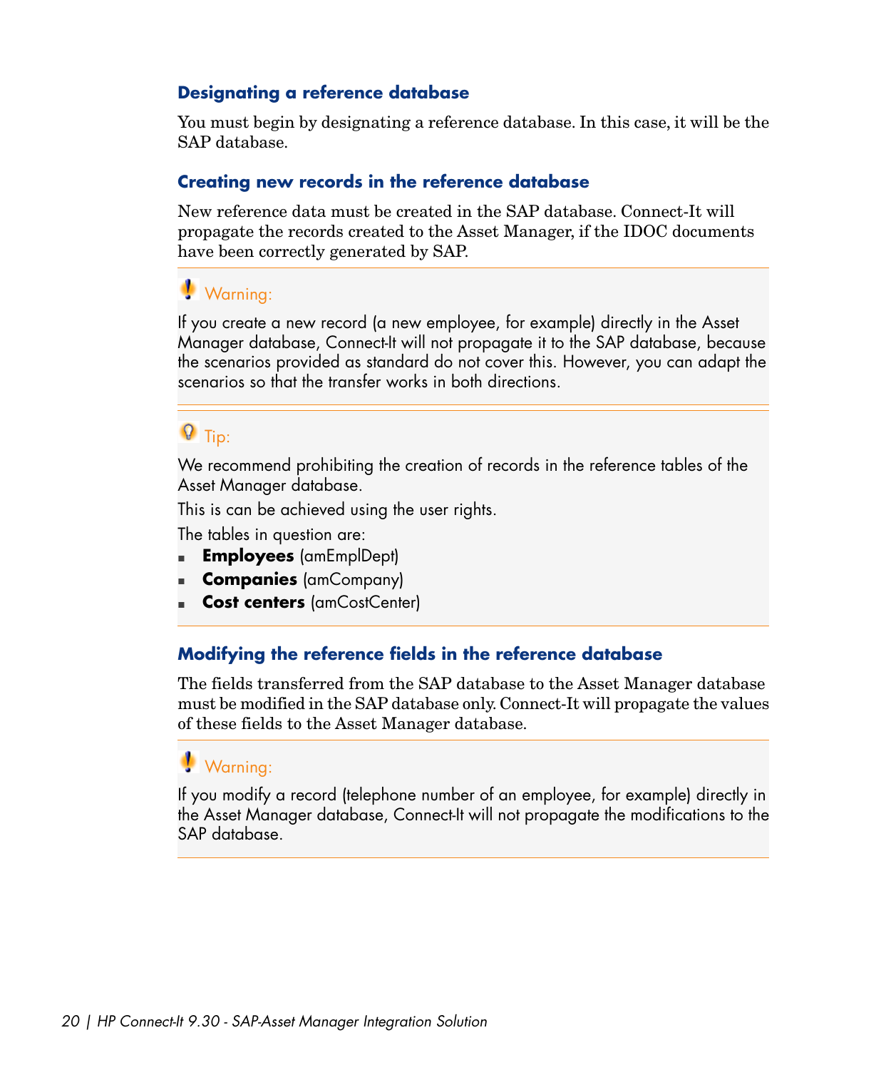### Designating a reference database

You must begin by designating a reference database. In this case, it will be the SAP database.

### Creating new records in the reference database

New reference data must be created in the SAP database. Connect-It will propagate the records created to the Asset Manager, if the IDOC documents have been correctly generated by SAP.

> **Warning:**
>
> If you create a new record (a new employee, for example) directly in the Asset Manager database, Connect-It will not propagate it to the SAP database, because the scenarios provided as standard do not cover this. However, you can adapt the scenarios so that the transfer works in both directions.

> **Tip:**
>
> We recommend prohibiting the creation of records in the reference tables of the Asset Manager database.
>
> This is can be achieved using the user rights.
>
> The tables in question are:
>
> - **Employees** (amEmplDept)
> - **Companies** (amCompany)
> - **Cost centers** (amCostCenter)

### Modifying the reference fields in the reference database

The fields transferred from the SAP database to the Asset Manager database must be modified in the SAP database only. Connect-It will propagate the values of these fields to the Asset Manager database.

> **Warning:**
>
> If you modify a record (telephone number of an employee, for example) directly in the Asset Manager database, Connect-It will not propagate the modifications to the SAP database.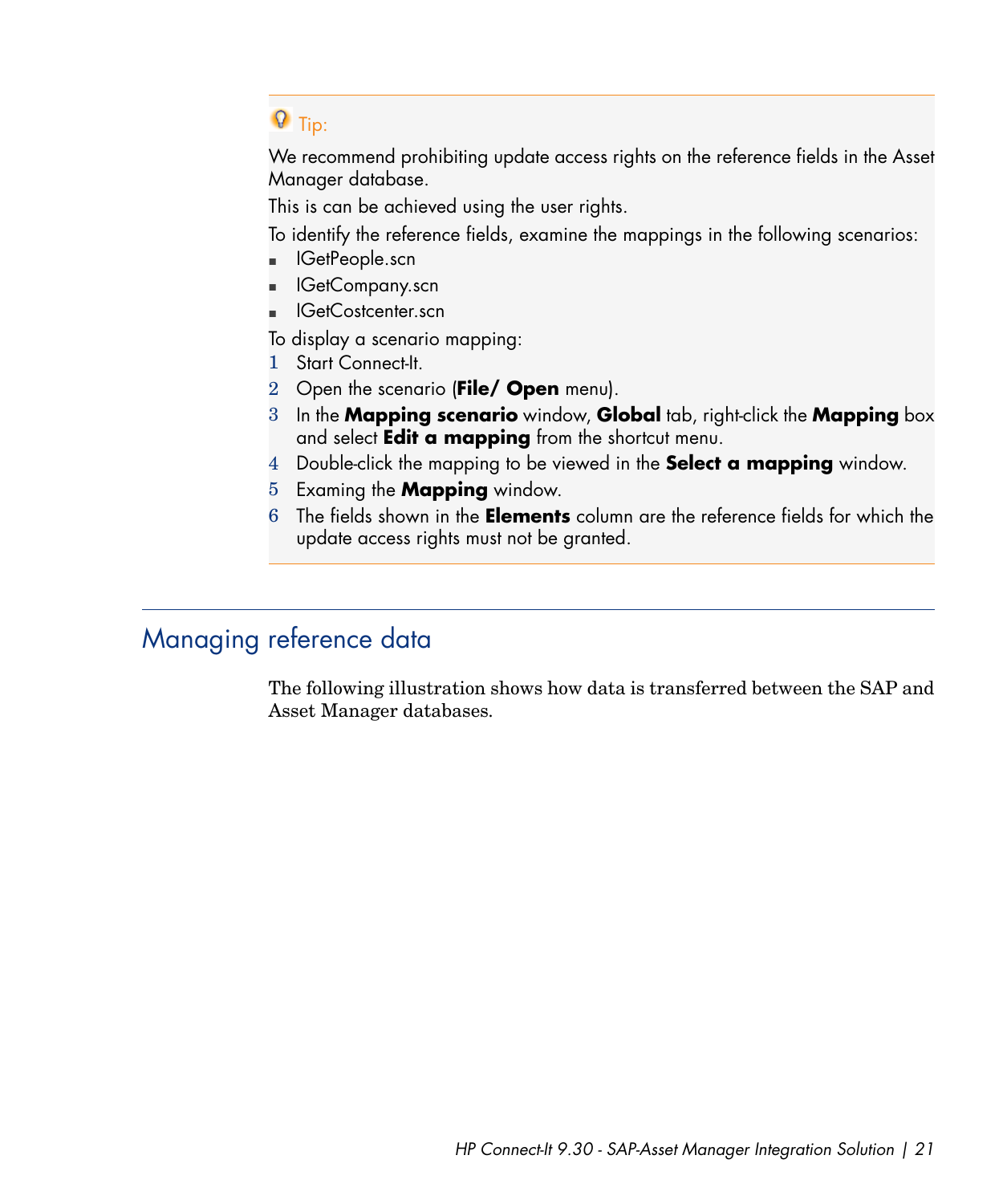> **Tip:**
>
> We recommend prohibiting update access rights on the reference fields in the Asset Manager database.
>
> This is can be achieved using the user rights.
>
> To identify the reference fields, examine the mappings in the following scenarios:
>
> - IGetPeople.scn
> - IGetCompany.scn
> - IGetCostcenter.scn
>
> To display a scenario mapping:
>
> 1. Start Connect-It.
> 2. Open the scenario (**File/ Open** menu).
> 3. In the **Mapping scenario** window, **Global** tab, right-click the **Mapping** box and select **Edit a mapping** from the shortcut menu.
> 4. Double-click the mapping to be viewed in the **Select a mapping** window.
> 5. Examing the **Mapping** window.
> 6. The fields shown in the **Elements** column are the reference fields for which the update access rights must not be granted.

## Managing reference data

The following illustration shows how data is transferred between the SAP and Asset Manager databases.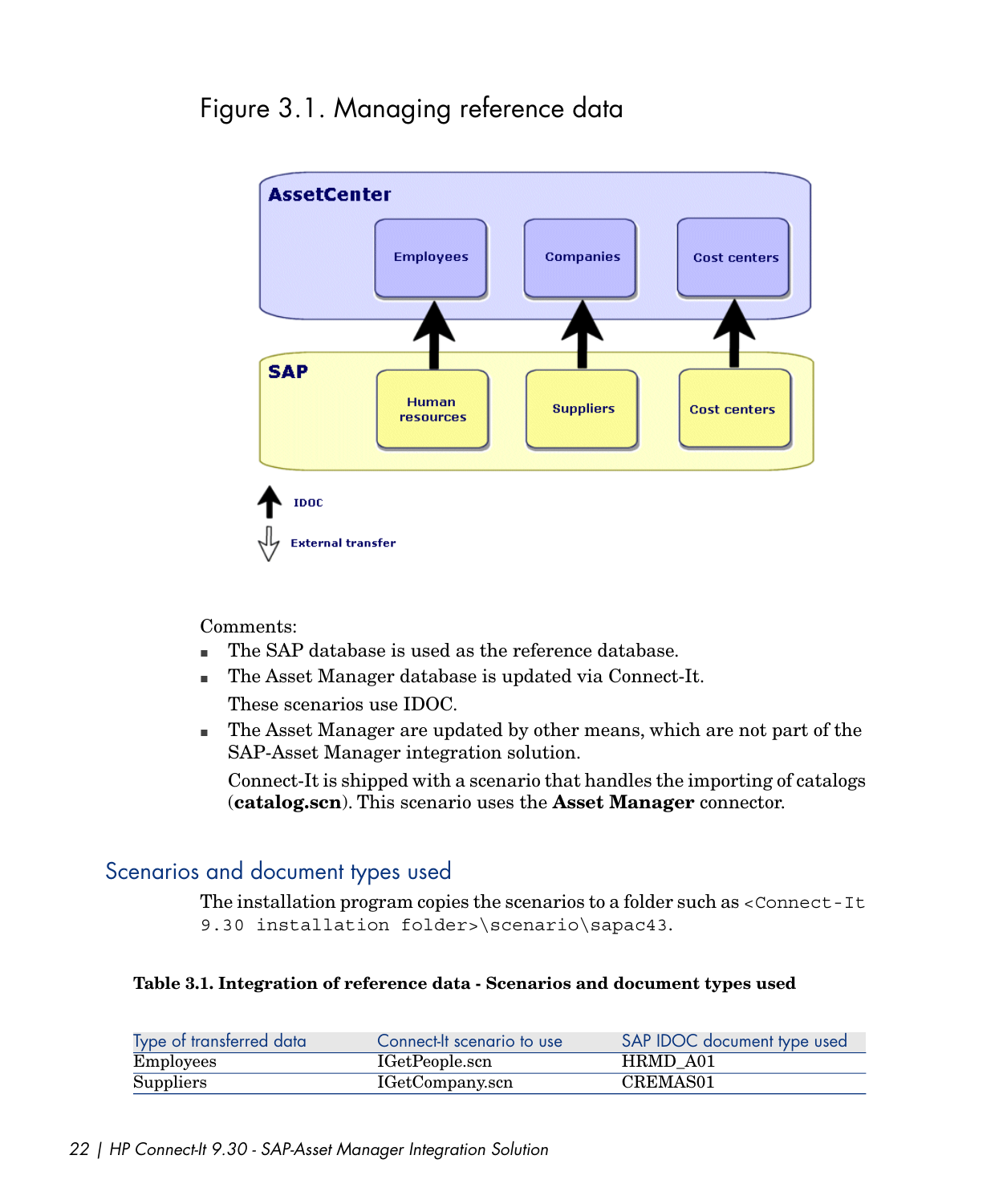# Figure 3.1. Managing reference data

Comments:

- The SAP database is used as the reference database.
- The Asset Manager database is updated via Connect-It.

  These scenarios use IDOC.
- The Asset Manager are updated by other means, which are not part of the SAP-Asset Manager integration solution.

  Connect-It is shipped with a scenario that handles the importing of catalogs (**catalog.scn**). This scenario uses the **Asset Manager** connector.

## Scenarios and document types used

The installation program copies the scenarios to a folder such as `<Connect-It 9.30 installation folder>\scenario\sapac43`.

**Table 3.1. Integration of reference data - Scenarios and document types used**

| Type of transferred data | Connect-It scenario to use | SAP IDOC document type used |
| --- | --- | --- |
| Employees | IGetPeople.scn | HRMD_A01 |
| Suppliers | IGetCompany.scn | CREMAS01 |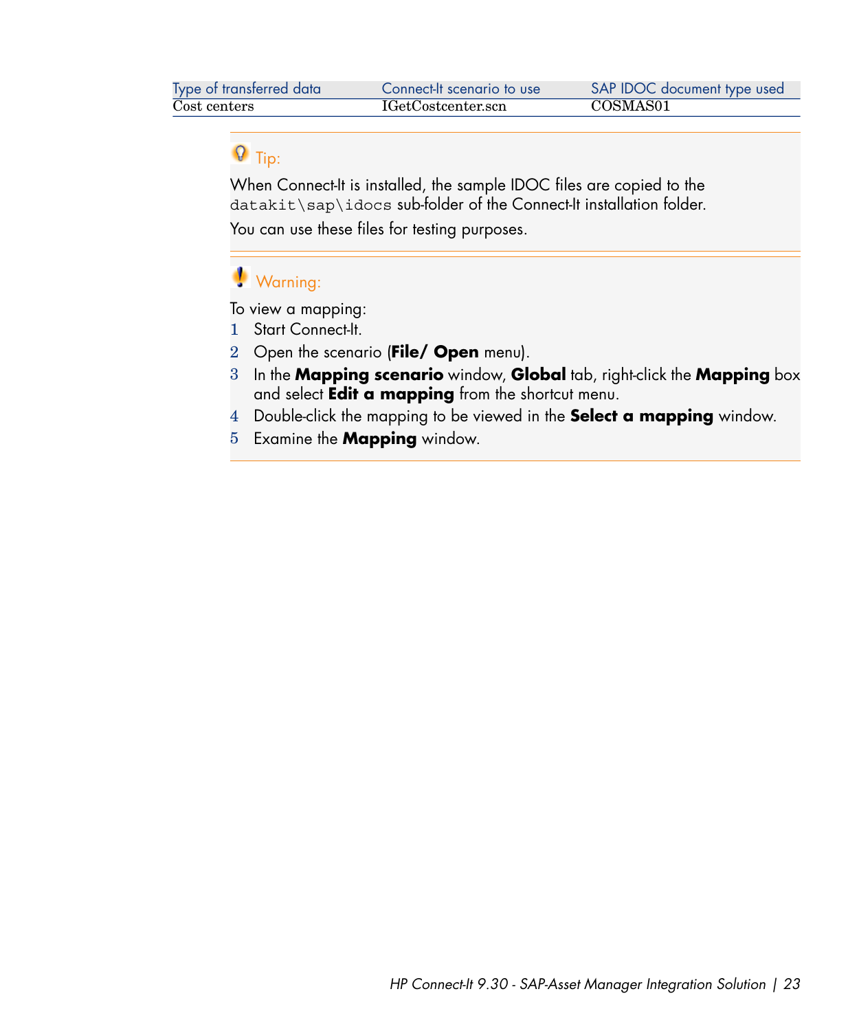| Type of transferred data | Connect-It scenario to use | SAP IDOC document type used |
| --- | --- | --- |
| Cost centers | IGetCostcenter.scn | COSMAS01 |

> **Tip:**
>
> When Connect-It is installed, the sample IDOC files are copied to the `datakit\sap\idocs` sub-folder of the Connect-It installation folder.
>
> You can use these files for testing purposes.

> **Warning:**
>
> To view a mapping:
>
> 1. Start Connect-It.
> 2. Open the scenario (**File/ Open** menu).
> 3. In the **Mapping scenario** window, **Global** tab, right-click the **Mapping** box and select **Edit a mapping** from the shortcut menu.
> 4. Double-click the mapping to be viewed in the **Select a mapping** window.
> 5. Examine the **Mapping** window.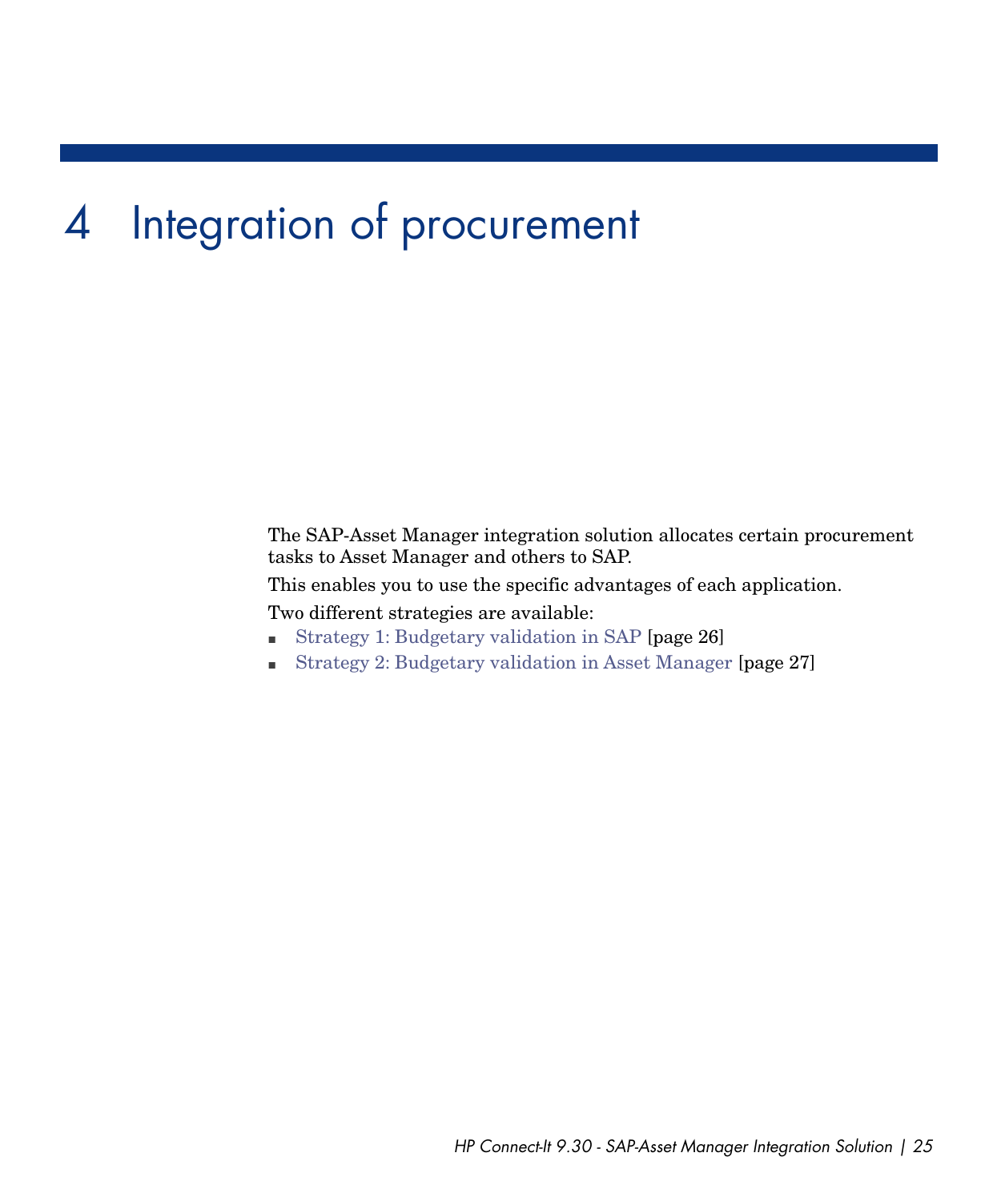# 4 Integration of procurement

The SAP-Asset Manager integration solution allocates certain procurement tasks to Asset Manager and others to SAP.

This enables you to use the specific advantages of each application.

Two different strategies are available:

- Strategy 1: Budgetary validation in SAP [page 26]
- Strategy 2: Budgetary validation in Asset Manager [page 27]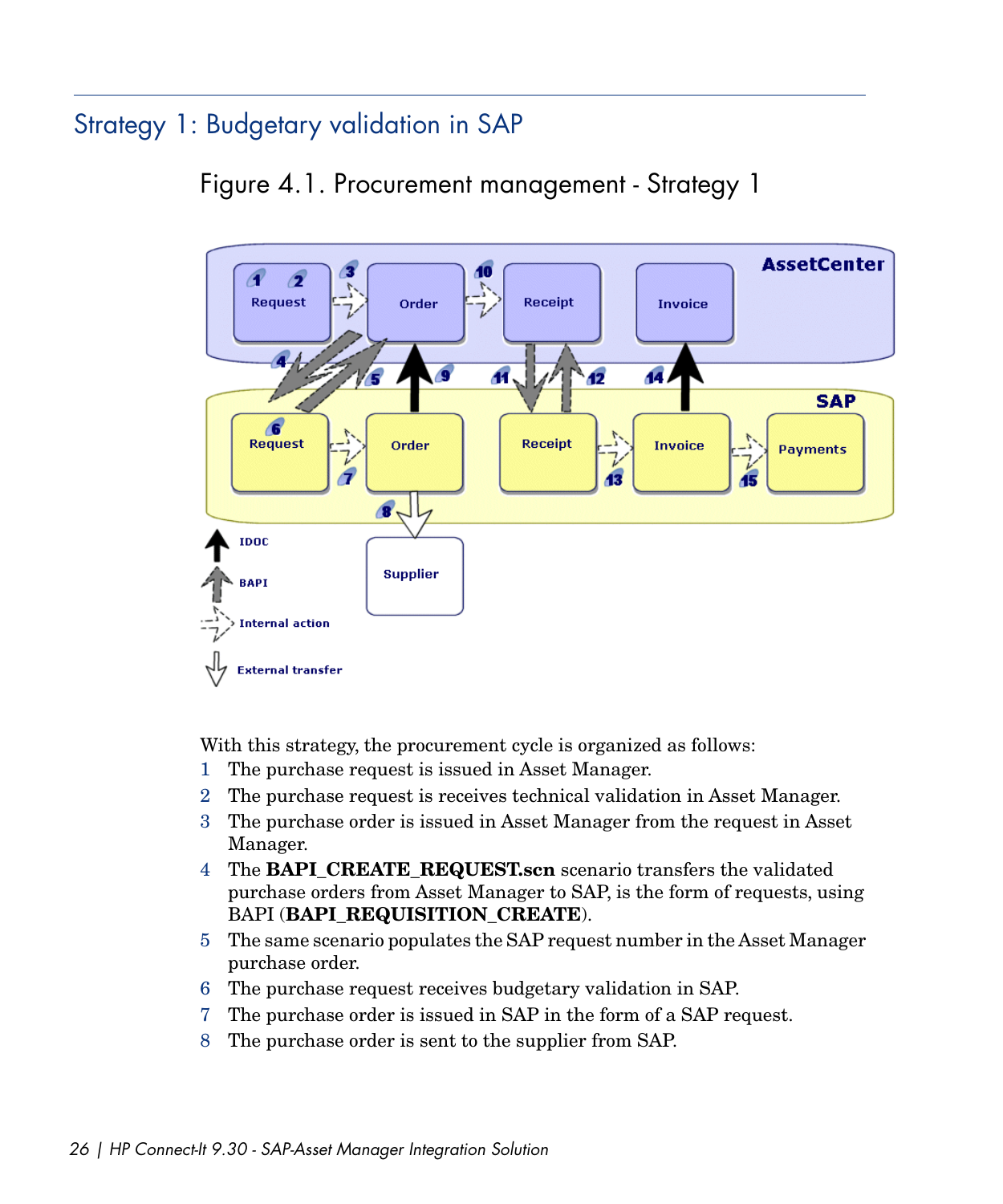## Strategy 1: Budgetary validation in SAP

Figure 4.1. Procurement management - Strategy 1

With this strategy, the procurement cycle is organized as follows:

1. The purchase request is issued in Asset Manager.
2. The purchase request is receives technical validation in Asset Manager.
3. The purchase order is issued in Asset Manager from the request in Asset Manager.
4. The **BAPI_CREATE_REQUEST.scn** scenario transfers the validated purchase orders from Asset Manager to SAP, is the form of requests, using BAPI (**BAPI_REQUISITION_CREATE**).
5. The same scenario populates the SAP request number in the Asset Manager purchase order.
6. The purchase request receives budgetary validation in SAP.
7. The purchase order is issued in SAP in the form of a SAP request.
8. The purchase order is sent to the supplier from SAP.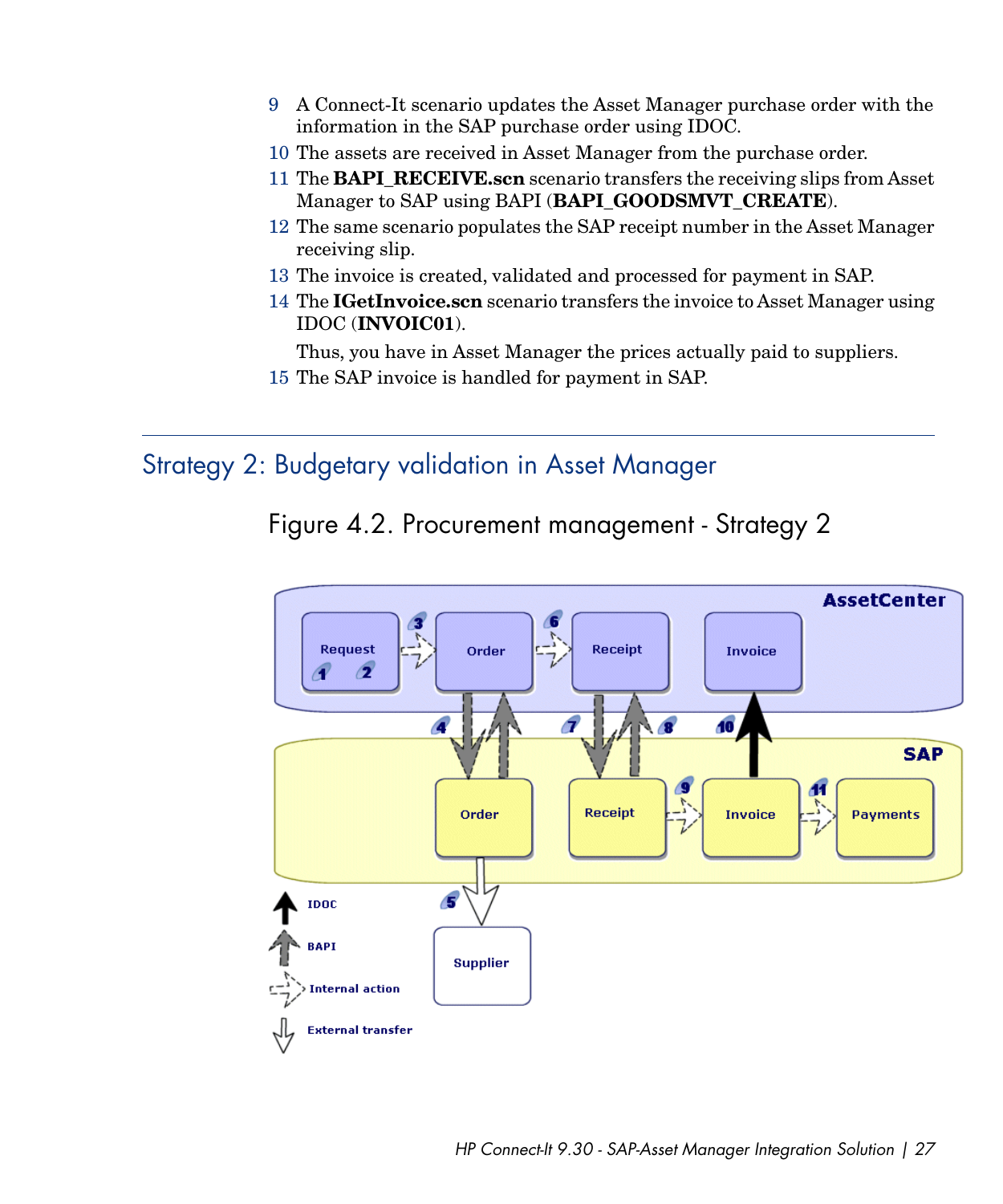9 A Connect-It scenario updates the Asset Manager purchase order with the information in the SAP purchase order using IDOC.
10 The assets are received in Asset Manager from the purchase order.
11 The **BAPI_RECEIVE.scn** scenario transfers the receiving slips from Asset Manager to SAP using BAPI (**BAPI_GOODSMVT_CREATE**).
12 The same scenario populates the SAP receipt number in the Asset Manager receiving slip.
13 The invoice is created, validated and processed for payment in SAP.
14 The **IGetInvoice.scn** scenario transfers the invoice to Asset Manager using IDOC (**INVOIC01**).

   Thus, you have in Asset Manager the prices actually paid to suppliers.
15 The SAP invoice is handled for payment in SAP.

## Strategy 2: Budgetary validation in Asset Manager

Figure 4.2. Procurement management - Strategy 2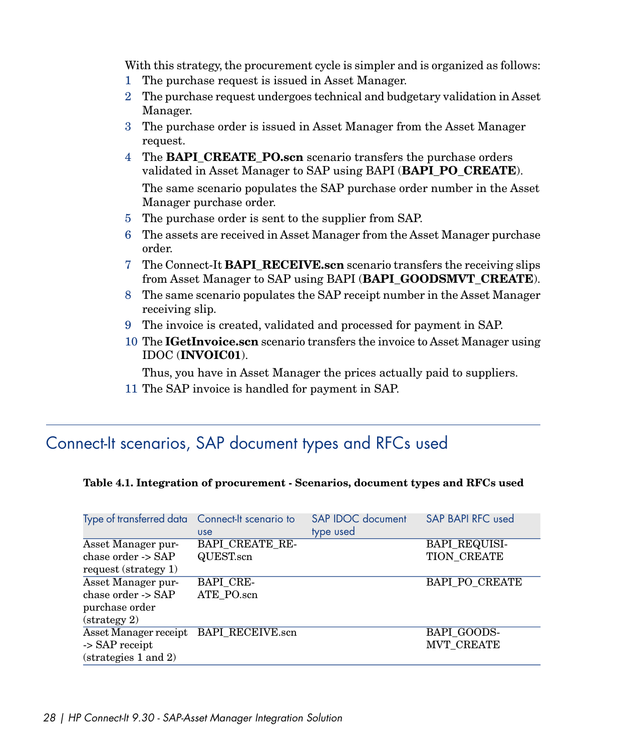With this strategy, the procurement cycle is simpler and is organized as follows:

1. The purchase request is issued in Asset Manager.
2. The purchase request undergoes technical and budgetary validation in Asset Manager.
3. The purchase order is issued in Asset Manager from the Asset Manager request.
4. The **BAPI_CREATE_PO.scn** scenario transfers the purchase orders validated in Asset Manager to SAP using BAPI (**BAPI_PO_CREATE**).

   The same scenario populates the SAP purchase order number in the Asset Manager purchase order.
5. The purchase order is sent to the supplier from SAP.
6. The assets are received in Asset Manager from the Asset Manager purchase order.
7. The Connect-It **BAPI_RECEIVE.scn** scenario transfers the receiving slips from Asset Manager to SAP using BAPI (**BAPI_GOODSMVT_CREATE**).
8. The same scenario populates the SAP receipt number in the Asset Manager receiving slip.
9. The invoice is created, validated and processed for payment in SAP.
10. The **IGetInvoice.scn** scenario transfers the invoice to Asset Manager using IDOC (**INVOIC01**).

    Thus, you have in Asset Manager the prices actually paid to suppliers.
11. The SAP invoice is handled for payment in SAP.

## Connect-It scenarios, SAP document types and RFCs used

**Table 4.1. Integration of procurement - Scenarios, document types and RFCs used**

| Type of transferred data | Connect-It scenario to use | SAP IDOC document type used | SAP BAPI RFC used |
|---|---|---|---|
| Asset Manager purchase order -> SAP request (strategy 1) | BAPI_CREATE_REQUEST.scn | | BAPI_REQUISITION_CREATE |
| Asset Manager purchase order -> SAP purchase order (strategy 2) | BAPI_CREATE_PO.scn | | BAPI_PO_CREATE |
| Asset Manager receipt -> SAP receipt (strategies 1 and 2) | BAPI_RECEIVE.scn | | BAPI_GOODSMVT_CREATE |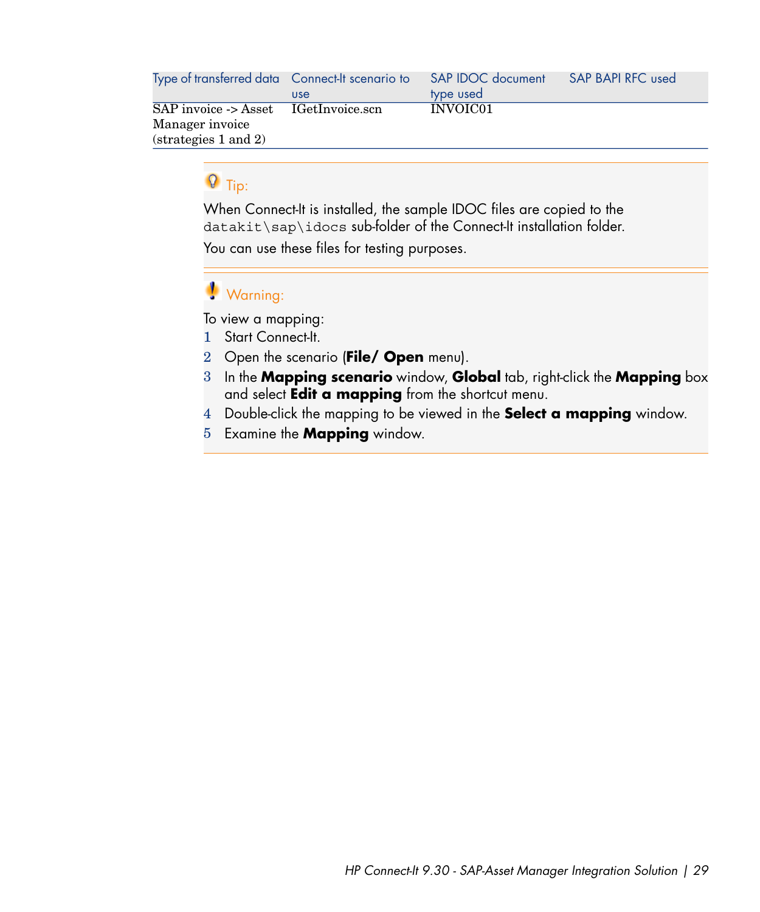| Type of transferred data | Connect-It scenario to use | SAP IDOC document type used | SAP BAPI RFC used |
|---|---|---|---|
| SAP invoice -> Asset Manager invoice (strategies 1 and 2) | IGetInvoice.scn | INVOIC01 | |

> **Tip:**
>
> When Connect-It is installed, the sample IDOC files are copied to the `datakit\sap\idocs` sub-folder of the Connect-It installation folder.
>
> You can use these files for testing purposes.

> **Warning:**
>
> To view a mapping:
>
> 1. Start Connect-It.
> 2. Open the scenario (**File/ Open** menu).
> 3. In the **Mapping scenario** window, **Global** tab, right-click the **Mapping** box and select **Edit a mapping** from the shortcut menu.
> 4. Double-click the mapping to be viewed in the **Select a mapping** window.
> 5. Examine the **Mapping** window.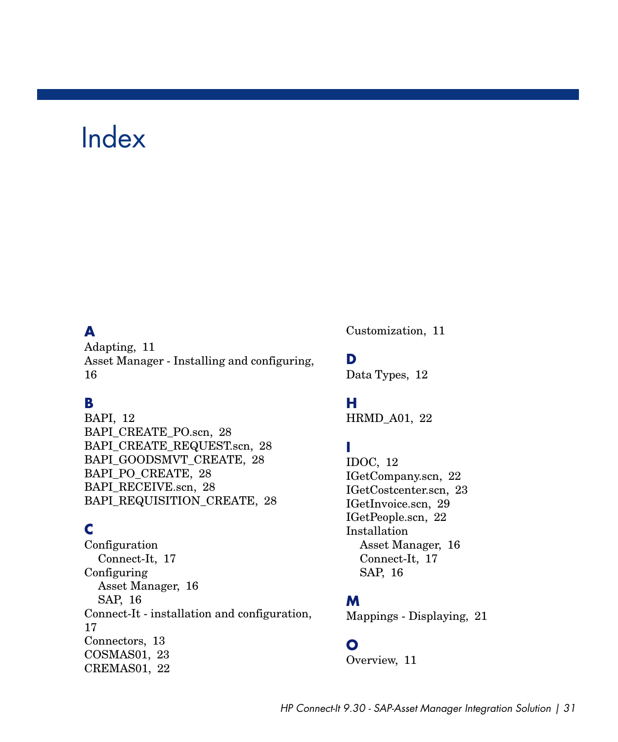# Index

## A

Adapting, 11
Asset Manager - Installing and configuring, 16

## B

BAPI, 12
BAPI_CREATE_PO.scn, 28
BAPI_CREATE_REQUEST.scn, 28
BAPI_GOODSMVT_CREATE, 28
BAPI_PO_CREATE, 28
BAPI_RECEIVE.scn, 28
BAPI_REQUISITION_CREATE, 28

## C

Configuration
    Connect-It, 17
Configuring
    Asset Manager, 16
    SAP, 16
Connect-It - installation and configuration, 17
Connectors, 13
COSMAS01, 23
CREMAS01, 22
Customization, 11

## D

Data Types, 12

## H

HRMD_A01, 22

## I

IDOC, 12
IGetCompany.scn, 22
IGetCostcenter.scn, 23
IGetInvoice.scn, 29
IGetPeople.scn, 22
Installation
    Asset Manager, 16
    Connect-It, 17
    SAP, 16

## M

Mappings - Displaying, 21

## O

Overview, 11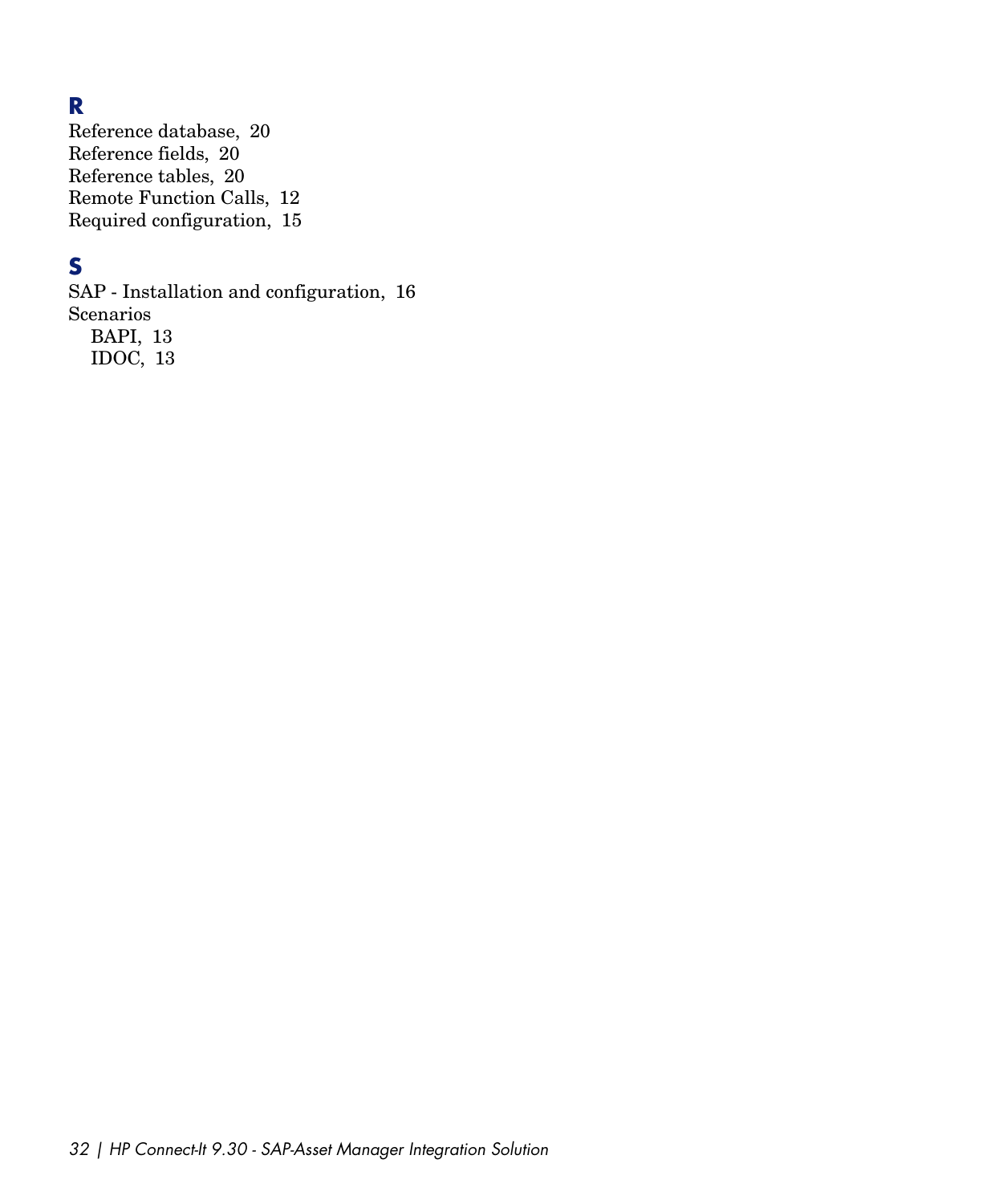## R

Reference database, 20
Reference fields, 20
Reference tables, 20
Remote Function Calls, 12
Required configuration, 15

## S

SAP - Installation and configuration, 16
Scenarios
    BAPI, 13
    IDOC, 13